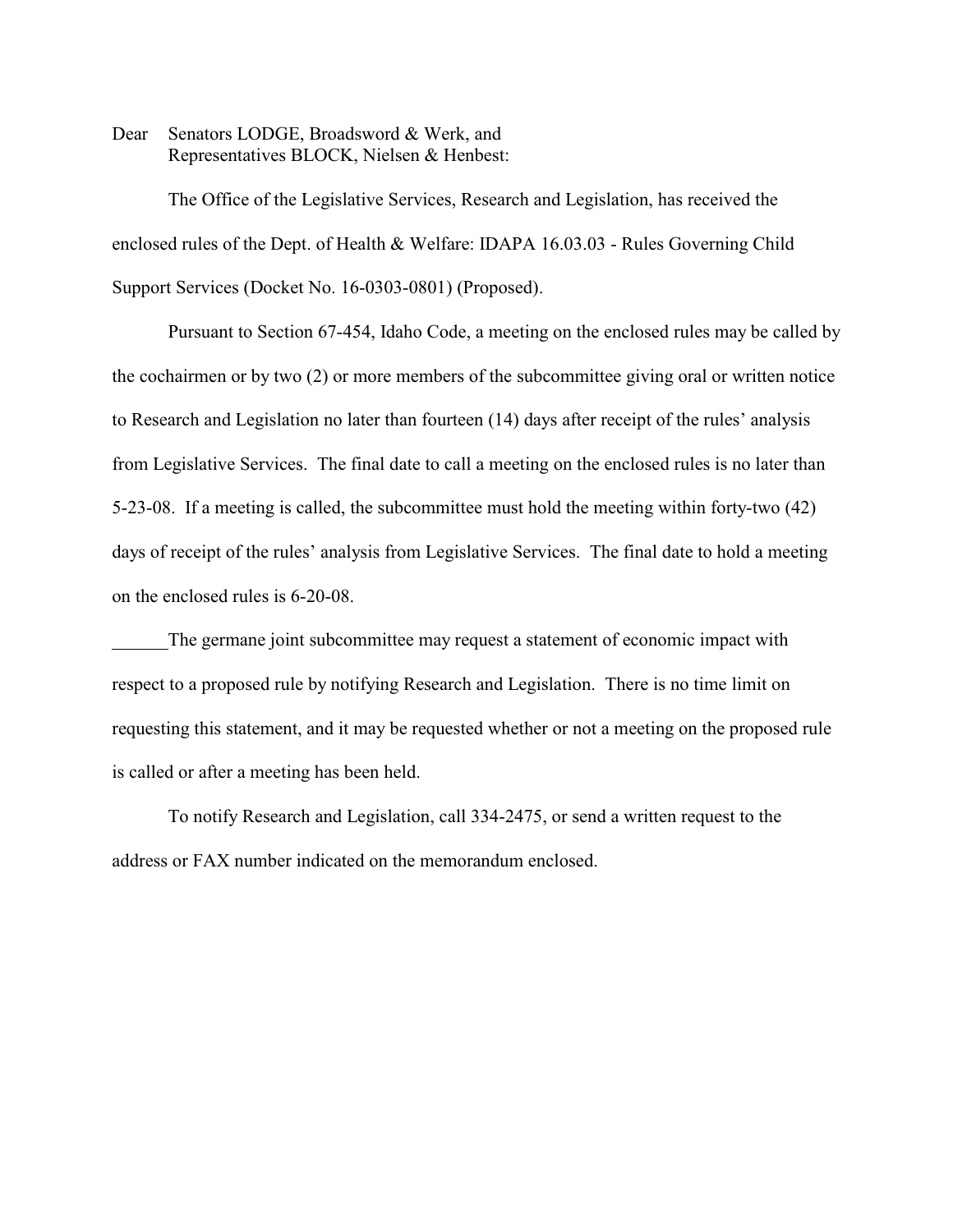Dear Senators LODGE, Broadsword & Werk, and
Representatives BLOCK, Nielsen & Henbest:

The Office of the Legislative Services, Research and Legislation, has received the enclosed rules of the Dept. of Health & Welfare: IDAPA 16.03.03 - Rules Governing Child Support Services (Docket No. 16-0303-0801) (Proposed).

Pursuant to Section 67-454, Idaho Code, a meeting on the enclosed rules may be called by the cochairmen or by two (2) or more members of the subcommittee giving oral or written notice to Research and Legislation no later than fourteen (14) days after receipt of the rules' analysis from Legislative Services. The final date to call a meeting on the enclosed rules is no later than 5-23-08. If a meeting is called, the subcommittee must hold the meeting within forty-two (42) days of receipt of the rules' analysis from Legislative Services. The final date to hold a meeting on the enclosed rules is 6-20-08.

______The germane joint subcommittee may request a statement of economic impact with respect to a proposed rule by notifying Research and Legislation. There is no time limit on requesting this statement, and it may be requested whether or not a meeting on the proposed rule is called or after a meeting has been held.

To notify Research and Legislation, call 334-2475, or send a written request to the address or FAX number indicated on the memorandum enclosed.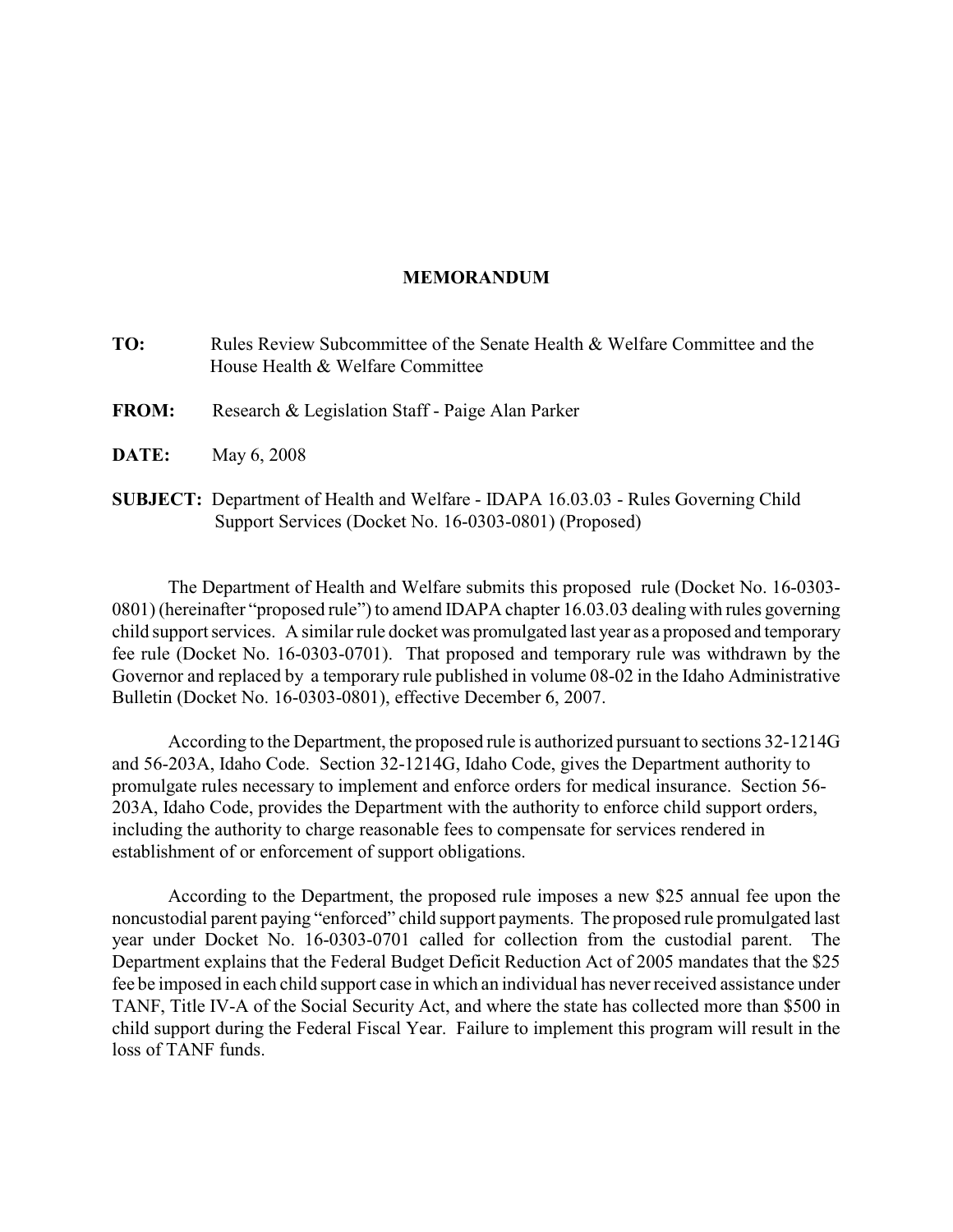**MEMORANDUM**

**TO:** Rules Review Subcommittee of the Senate Health & Welfare Committee and the House Health & Welfare Committee

**FROM:** Research & Legislation Staff - Paige Alan Parker

**DATE:** May 6, 2008

**SUBJECT:** Department of Health and Welfare - IDAPA 16.03.03 - Rules Governing Child Support Services (Docket No. 16-0303-0801) (Proposed)

The Department of Health and Welfare submits this proposed rule (Docket No. 16-0303-0801) (hereinafter "proposed rule") to amend IDAPA chapter 16.03.03 dealing with rules governing child support services. A similar rule docket was promulgated last year as a proposed and temporary fee rule (Docket No. 16-0303-0701). That proposed and temporary rule was withdrawn by the Governor and replaced by a temporary rule published in volume 08-02 in the Idaho Administrative Bulletin (Docket No. 16-0303-0801), effective December 6, 2007.

According to the Department, the proposed rule is authorized pursuant to sections 32-1214G and 56-203A, Idaho Code. Section 32-1214G, Idaho Code, gives the Department authority to promulgate rules necessary to implement and enforce orders for medical insurance. Section 56-203A, Idaho Code, provides the Department with the authority to enforce child support orders, including the authority to charge reasonable fees to compensate for services rendered in establishment of or enforcement of support obligations.

According to the Department, the proposed rule imposes a new $25 annual fee upon the noncustodial parent paying "enforced" child support payments. The proposed rule promulgated last year under Docket No. 16-0303-0701 called for collection from the custodial parent. The Department explains that the Federal Budget Deficit Reduction Act of 2005 mandates that the $25 fee be imposed in each child support case in which an individual has never received assistance under TANF, Title IV-A of the Social Security Act, and where the state has collected more than $500 in child support during the Federal Fiscal Year. Failure to implement this program will result in the loss of TANF funds.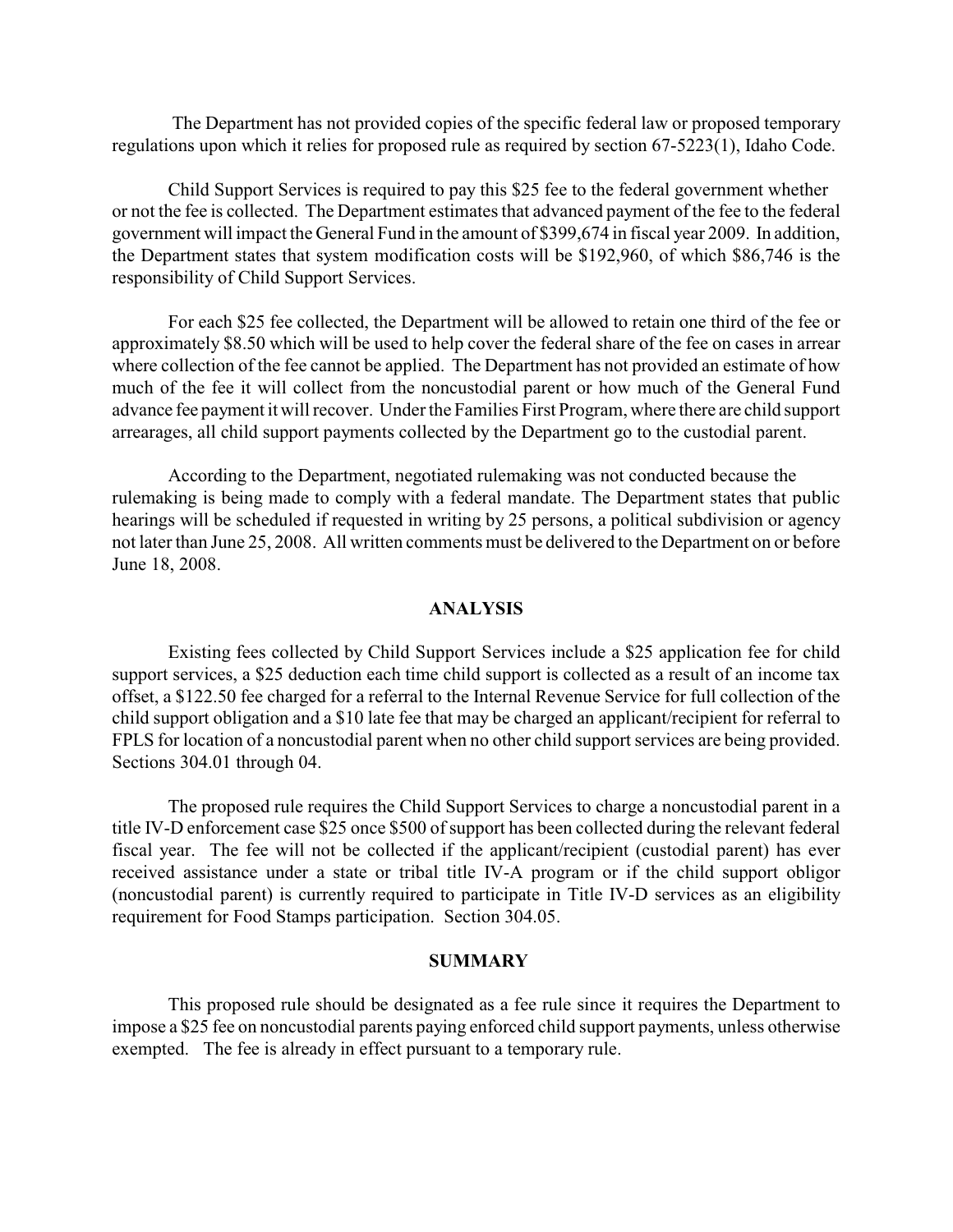The Department has not provided copies of the specific federal law or proposed temporary regulations upon which it relies for proposed rule as required by section 67-5223(1), Idaho Code.

Child Support Services is required to pay this $25 fee to the federal government whether or not the fee is collected. The Department estimates that advanced payment of the fee to the federal government will impact the General Fund in the amount of $399,674 in fiscal year 2009. In addition, the Department states that system modification costs will be $192,960, of which $86,746 is the responsibility of Child Support Services.

For each $25 fee collected, the Department will be allowed to retain one third of the fee or approximately $8.50 which will be used to help cover the federal share of the fee on cases in arrear where collection of the fee cannot be applied. The Department has not provided an estimate of how much of the fee it will collect from the noncustodial parent or how much of the General Fund advance fee payment it will recover. Under the Families First Program, where there are child support arrearages, all child support payments collected by the Department go to the custodial parent.

According to the Department, negotiated rulemaking was not conducted because the rulemaking is being made to comply with a federal mandate. The Department states that public hearings will be scheduled if requested in writing by 25 persons, a political subdivision or agency not later than June 25, 2008. All written comments must be delivered to the Department on or before June 18, 2008.

## ANALYSIS

Existing fees collected by Child Support Services include a $25 application fee for child support services, a $25 deduction each time child support is collected as a result of an income tax offset, a $122.50 fee charged for a referral to the Internal Revenue Service for full collection of the child support obligation and a $10 late fee that may be charged an applicant/recipient for referral to FPLS for location of a noncustodial parent when no other child support services are being provided. Sections 304.01 through 04.

The proposed rule requires the Child Support Services to charge a noncustodial parent in a title IV-D enforcement case $25 once $500 of support has been collected during the relevant federal fiscal year. The fee will not be collected if the applicant/recipient (custodial parent) has ever received assistance under a state or tribal title IV-A program or if the child support obligor (noncustodial parent) is currently required to participate in Title IV-D services as an eligibility requirement for Food Stamps participation. Section 304.05.

## SUMMARY

This proposed rule should be designated as a fee rule since it requires the Department to impose a $25 fee on noncustodial parents paying enforced child support payments, unless otherwise exempted. The fee is already in effect pursuant to a temporary rule.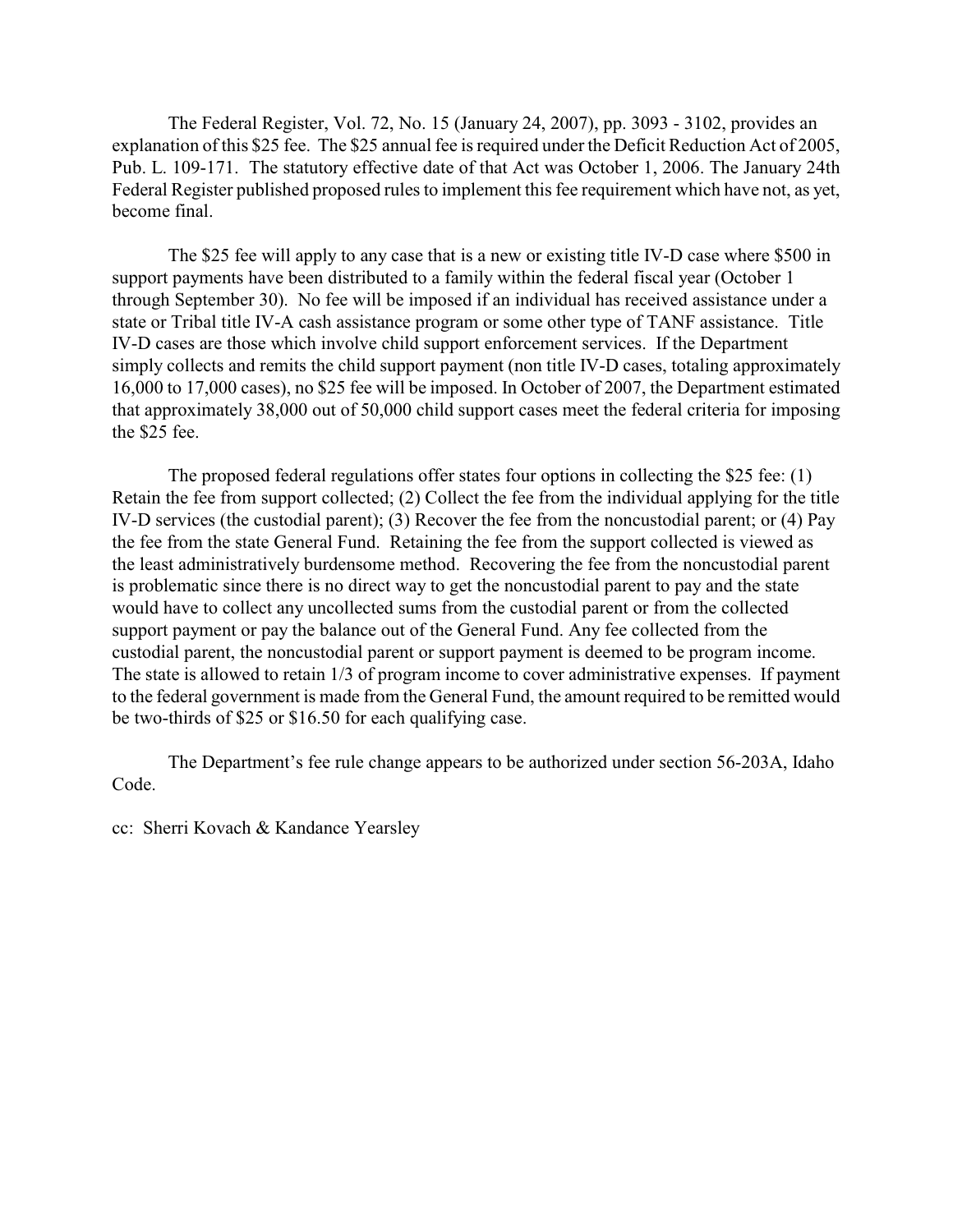The Federal Register, Vol. 72, No. 15 (January 24, 2007), pp. 3093 - 3102, provides an explanation of this $25 fee. The $25 annual fee is required under the Deficit Reduction Act of 2005, Pub. L. 109-171. The statutory effective date of that Act was October 1, 2006. The January 24th Federal Register published proposed rules to implement this fee requirement which have not, as yet, become final.

The $25 fee will apply to any case that is a new or existing title IV-D case where $500 in support payments have been distributed to a family within the federal fiscal year (October 1 through September 30). No fee will be imposed if an individual has received assistance under a state or Tribal title IV-A cash assistance program or some other type of TANF assistance. Title IV-D cases are those which involve child support enforcement services. If the Department simply collects and remits the child support payment (non title IV-D cases, totaling approximately 16,000 to 17,000 cases), no $25 fee will be imposed. In October of 2007, the Department estimated that approximately 38,000 out of 50,000 child support cases meet the federal criteria for imposing the $25 fee.

The proposed federal regulations offer states four options in collecting the $25 fee: (1) Retain the fee from support collected; (2) Collect the fee from the individual applying for the title IV-D services (the custodial parent); (3) Recover the fee from the noncustodial parent; or (4) Pay the fee from the state General Fund. Retaining the fee from the support collected is viewed as the least administratively burdensome method. Recovering the fee from the noncustodial parent is problematic since there is no direct way to get the noncustodial parent to pay and the state would have to collect any uncollected sums from the custodial parent or from the collected support payment or pay the balance out of the General Fund. Any fee collected from the custodial parent, the noncustodial parent or support payment is deemed to be program income. The state is allowed to retain 1/3 of program income to cover administrative expenses. If payment to the federal government is made from the General Fund, the amount required to be remitted would be two-thirds of $25 or $16.50 for each qualifying case.

The Department's fee rule change appears to be authorized under section 56-203A, Idaho Code.

cc: Sherri Kovach & Kandance Yearsley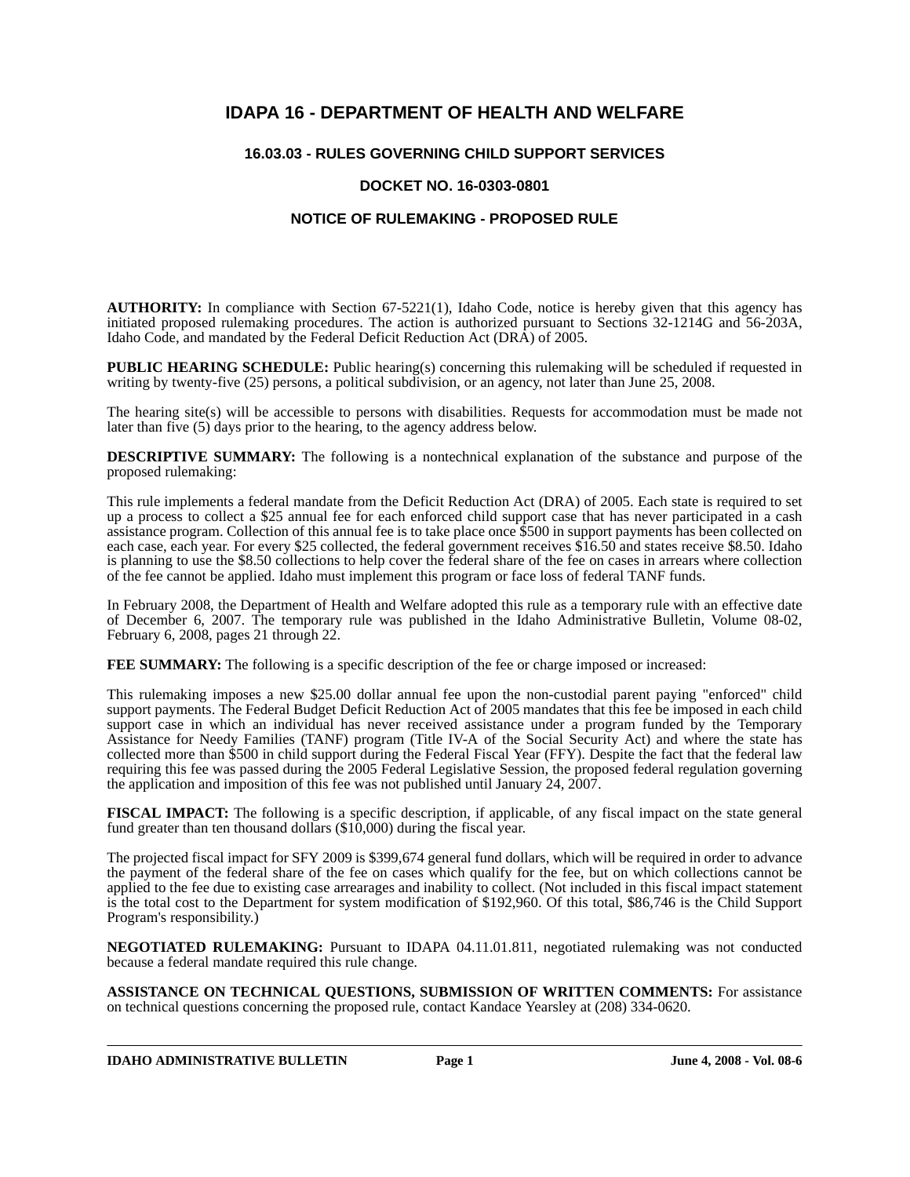# IDAPA 16 - DEPARTMENT OF HEALTH AND WELFARE

## 16.03.03 - RULES GOVERNING CHILD SUPPORT SERVICES

## DOCKET NO. 16-0303-0801

## NOTICE OF RULEMAKING - PROPOSED RULE

**AUTHORITY:** In compliance with Section 67-5221(1), Idaho Code, notice is hereby given that this agency has initiated proposed rulemaking procedures. The action is authorized pursuant to Sections 32-1214G and 56-203A, Idaho Code, and mandated by the Federal Deficit Reduction Act (DRA) of 2005.

**PUBLIC HEARING SCHEDULE:** Public hearing(s) concerning this rulemaking will be scheduled if requested in writing by twenty-five (25) persons, a political subdivision, or an agency, not later than June 25, 2008.

The hearing site(s) will be accessible to persons with disabilities. Requests for accommodation must be made not later than five (5) days prior to the hearing, to the agency address below.

**DESCRIPTIVE SUMMARY:** The following is a nontechnical explanation of the substance and purpose of the proposed rulemaking:

This rule implements a federal mandate from the Deficit Reduction Act (DRA) of 2005. Each state is required to set up a process to collect a $25 annual fee for each enforced child support case that has never participated in a cash assistance program. Collection of this annual fee is to take place once $500 in support payments has been collected on each case, each year. For every $25 collected, the federal government receives $16.50 and states receive $8.50. Idaho is planning to use the $8.50 collections to help cover the federal share of the fee on cases in arrears where collection of the fee cannot be applied. Idaho must implement this program or face loss of federal TANF funds.

In February 2008, the Department of Health and Welfare adopted this rule as a temporary rule with an effective date of December 6, 2007. The temporary rule was published in the Idaho Administrative Bulletin, Volume 08-02, February 6, 2008, pages 21 through 22.

**FEE SUMMARY:** The following is a specific description of the fee or charge imposed or increased:

This rulemaking imposes a new $25.00 dollar annual fee upon the non-custodial parent paying "enforced" child support payments. The Federal Budget Deficit Reduction Act of 2005 mandates that this fee be imposed in each child support case in which an individual has never received assistance under a program funded by the Temporary Assistance for Needy Families (TANF) program (Title IV-A of the Social Security Act) and where the state has collected more than $500 in child support during the Federal Fiscal Year (FFY). Despite the fact that the federal law requiring this fee was passed during the 2005 Federal Legislative Session, the proposed federal regulation governing the application and imposition of this fee was not published until January 24, 2007.

**FISCAL IMPACT:** The following is a specific description, if applicable, of any fiscal impact on the state general fund greater than ten thousand dollars ($10,000) during the fiscal year.

The projected fiscal impact for SFY 2009 is $399,674 general fund dollars, which will be required in order to advance the payment of the federal share of the fee on cases which qualify for the fee, but on which collections cannot be applied to the fee due to existing case arrearages and inability to collect. (Not included in this fiscal impact statement is the total cost to the Department for system modification of $192,960. Of this total, $86,746 is the Child Support Program's responsibility.)

**NEGOTIATED RULEMAKING:** Pursuant to IDAPA 04.11.01.811, negotiated rulemaking was not conducted because a federal mandate required this rule change.

**ASSISTANCE ON TECHNICAL QUESTIONS, SUBMISSION OF WRITTEN COMMENTS:** For assistance on technical questions concerning the proposed rule, contact Kandace Yearsley at (208) 334-0620.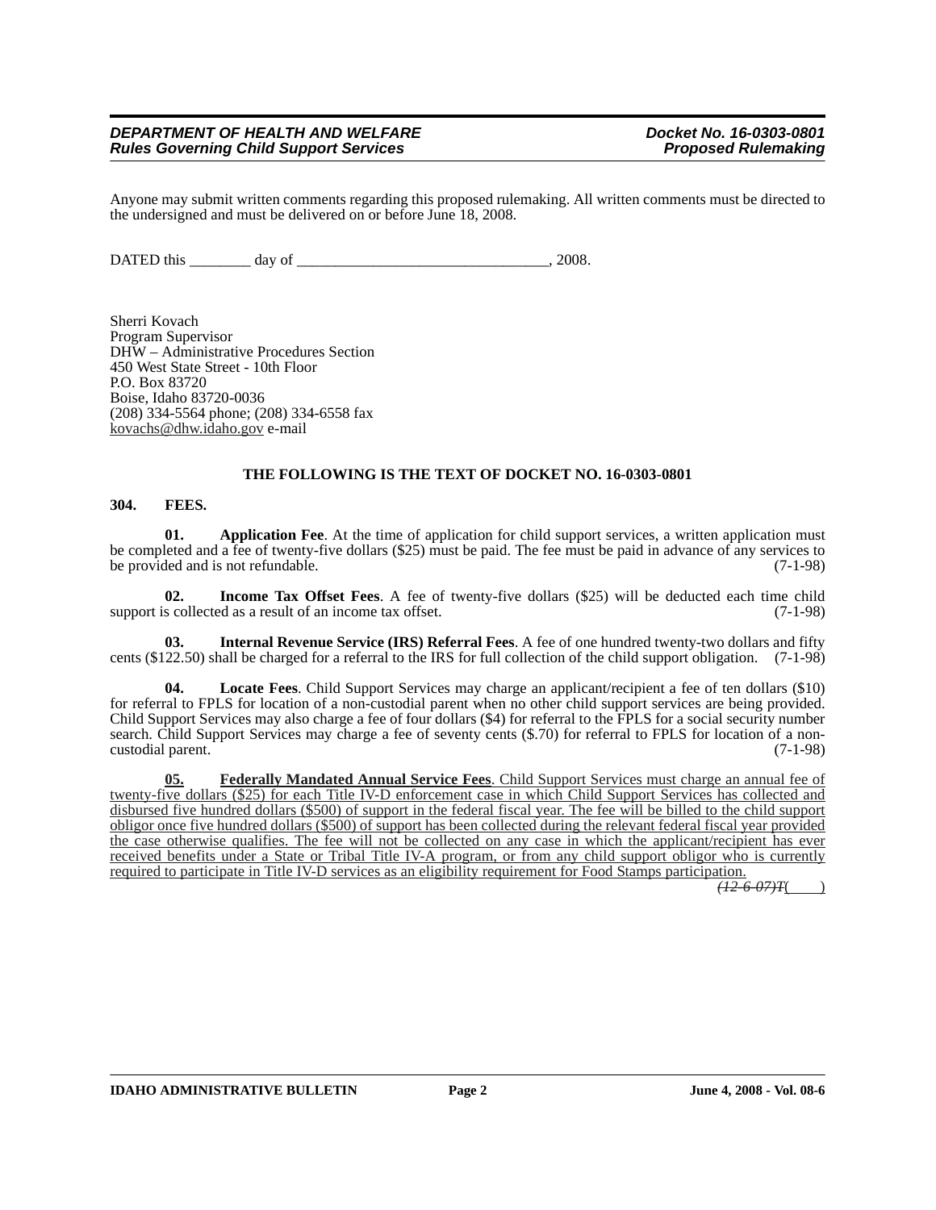Anyone may submit written comments regarding this proposed rulemaking. All written comments must be directed to the undersigned and must be delivered on or before June 18, 2008.

DATED this ________ day of _________________________________, 2008.

Sherri Kovach
Program Supervisor
DHW – Administrative Procedures Section
450 West State Street - 10th Floor
P.O. Box 83720
Boise, Idaho 83720-0036
(208) 334-5564 phone; (208) 334-6558 fax
kovachs@dhw.idaho.gov e-mail

**THE FOLLOWING IS THE TEXT OF DOCKET NO. 16-0303-0801**

**304. FEES.**

**01. Application Fee**. At the time of application for child support services, a written application must be completed and a fee of twenty-five dollars ($25) must be paid. The fee must be paid in advance of any services to be provided and is not refundable. (7-1-98)

**02. Income Tax Offset Fees**. A fee of twenty-five dollars ($25) will be deducted each time child support is collected as a result of an income tax offset. (7-1-98)

**03. Internal Revenue Service (IRS) Referral Fees**. A fee of one hundred twenty-two dollars and fifty cents ($122.50) shall be charged for a referral to the IRS for full collection of the child support obligation. (7-1-98)

**04. Locate Fees**. Child Support Services may charge an applicant/recipient a fee of ten dollars ($10) for referral to FPLS for location of a non-custodial parent when no other child support services are being provided. Child Support Services may also charge a fee of four dollars ($4) for referral to the FPLS for a social security number search. Child Support Services may charge a fee of seventy cents ($.70) for referral to FPLS for location of a non-custodial parent. (7-1-98)

**05. Federally Mandated Annual Service Fees**. Child Support Services must charge an annual fee of twenty-five dollars ($25) for each Title IV-D enforcement case in which Child Support Services has collected and disbursed five hundred dollars ($500) of support in the federal fiscal year. The fee will be billed to the child support obligor once five hundred dollars ($500) of support has been collected during the relevant federal fiscal year provided the case otherwise qualifies. The fee will not be collected on any case in which the applicant/recipient has ever received benefits under a State or Tribal Title IV-A program, or from any child support obligor who is currently required to participate in Title IV-D services as an eligibility requirement for Food Stamps participation. ~~(12-6-07)T~~(____)